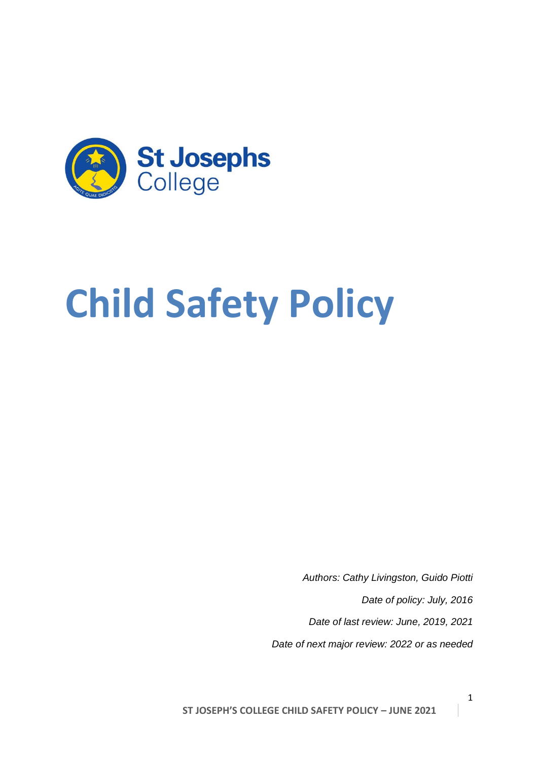St Josephs College

# Child Safety Policy

*Authors: Cathy Livingston, Guido Piotti*

*Date of policy: July, 2016*

*Date of last review: June, 2019, 2021*

*Date of next major review: 2022 or as needed*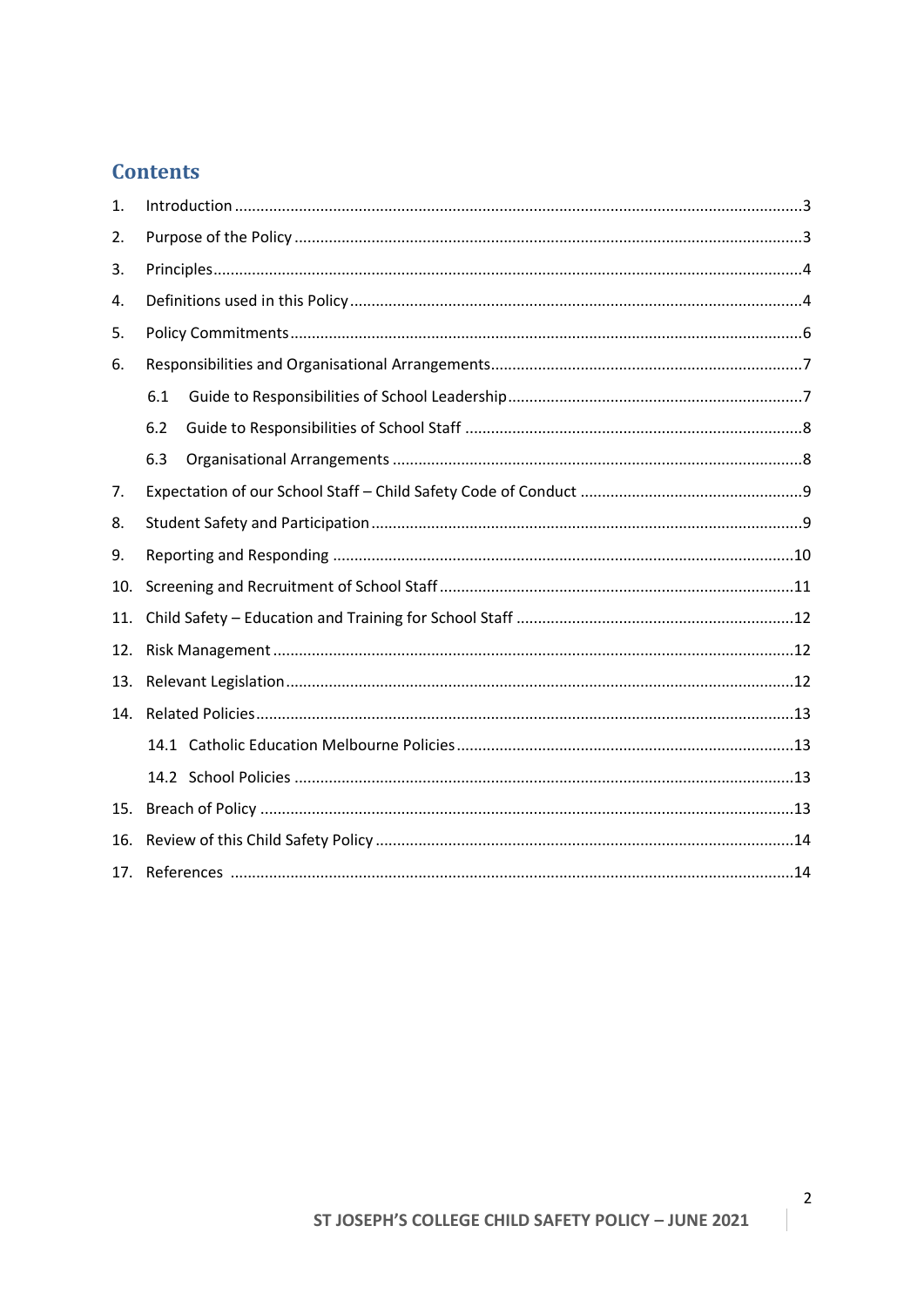# Contents

1. Introduction ..... 3
2. Purpose of the Policy ..... 3
3. Principles ..... 4
4. Definitions used in this Policy ..... 4
5. Policy Commitments ..... 6
6. Responsibilities and Organisational Arrangements ..... 7
   - 6.1 Guide to Responsibilities of School Leadership ..... 7
   - 6.2 Guide to Responsibilities of School Staff ..... 8
   - 6.3 Organisational Arrangements ..... 8
7. Expectation of our School Staff – Child Safety Code of Conduct ..... 9
8. Student Safety and Participation ..... 9
9. Reporting and Responding ..... 10
10. Screening and Recruitment of School Staff ..... 11
11. Child Safety – Education and Training for School Staff ..... 12
12. Risk Management ..... 12
13. Relevant Legislation ..... 12
14. Related Policies ..... 13
    - 14.1 Catholic Education Melbourne Policies ..... 13
    - 14.2 School Policies ..... 13
15. Breach of Policy ..... 13
16. Review of this Child Safety Policy ..... 14
17. References ..... 14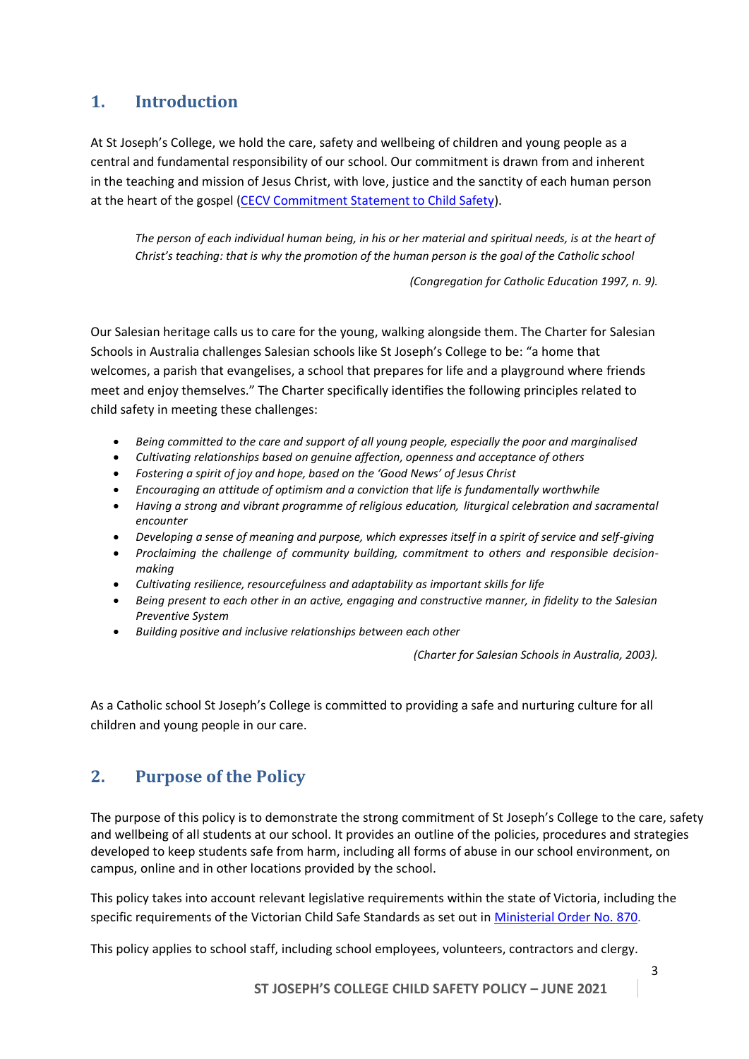## 1. Introduction

At St Joseph's College, we hold the care, safety and wellbeing of children and young people as a central and fundamental responsibility of our school. Our commitment is drawn from and inherent in the teaching and mission of Jesus Christ, with love, justice and the sanctity of each human person at the heart of the gospel (CECV Commitment Statement to Child Safety).

> *The person of each individual human being, in his or her material and spiritual needs, is at the heart of Christ's teaching: that is why the promotion of the human person is the goal of the Catholic school*
>
> *(Congregation for Catholic Education 1997, n. 9).*

Our Salesian heritage calls us to care for the young, walking alongside them. The Charter for Salesian Schools in Australia challenges Salesian schools like St Joseph's College to be: "a home that welcomes, a parish that evangelises, a school that prepares for life and a playground where friends meet and enjoy themselves." The Charter specifically identifies the following principles related to child safety in meeting these challenges:

- *Being committed to the care and support of all young people, especially the poor and marginalised*
- *Cultivating relationships based on genuine affection, openness and acceptance of others*
- *Fostering a spirit of joy and hope, based on the 'Good News' of Jesus Christ*
- *Encouraging an attitude of optimism and a conviction that life is fundamentally worthwhile*
- *Having a strong and vibrant programme of religious education, liturgical celebration and sacramental encounter*
- *Developing a sense of meaning and purpose, which expresses itself in a spirit of service and self-giving*
- *Proclaiming the challenge of community building, commitment to others and responsible decision-making*
- *Cultivating resilience, resourcefulness and adaptability as important skills for life*
- *Being present to each other in an active, engaging and constructive manner, in fidelity to the Salesian Preventive System*
- *Building positive and inclusive relationships between each other*

*(Charter for Salesian Schools in Australia, 2003).*

As a Catholic school St Joseph's College is committed to providing a safe and nurturing culture for all children and young people in our care.

## 2. Purpose of the Policy

The purpose of this policy is to demonstrate the strong commitment of St Joseph's College to the care, safety and wellbeing of all students at our school. It provides an outline of the policies, procedures and strategies developed to keep students safe from harm, including all forms of abuse in our school environment, on campus, online and in other locations provided by the school.

This policy takes into account relevant legislative requirements within the state of Victoria, including the specific requirements of the Victorian Child Safe Standards as set out in Ministerial Order No. 870.

This policy applies to school staff, including school employees, volunteers, contractors and clergy.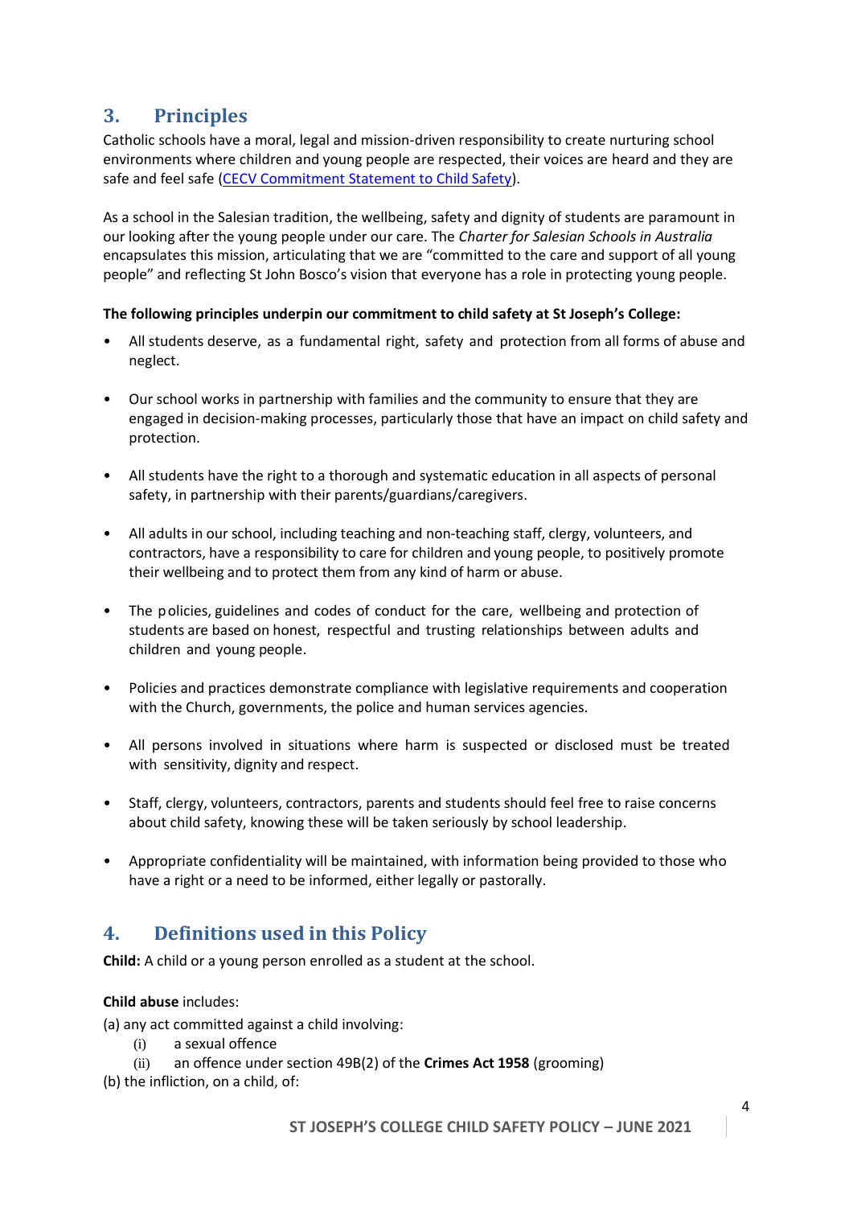## 3. Principles

Catholic schools have a moral, legal and mission-driven responsibility to create nurturing school environments where children and young people are respected, their voices are heard and they are safe and feel safe ([CECV Commitment Statement to Child Safety](CECV Commitment Statement to Child Safety)).

As a school in the Salesian tradition, the wellbeing, safety and dignity of students are paramount in our looking after the young people under our care. The *Charter for Salesian Schools in Australia* encapsulates this mission, articulating that we are "committed to the care and support of all young people" and reflecting St John Bosco's vision that everyone has a role in protecting young people.

**The following principles underpin our commitment to child safety at St Joseph's College:**

- All students deserve, as a fundamental right, safety and protection from all forms of abuse and neglect.
- Our school works in partnership with families and the community to ensure that they are engaged in decision-making processes, particularly those that have an impact on child safety and protection.
- All students have the right to a thorough and systematic education in all aspects of personal safety, in partnership with their parents/guardians/caregivers.
- All adults in our school, including teaching and non-teaching staff, clergy, volunteers, and contractors, have a responsibility to care for children and young people, to positively promote their wellbeing and to protect them from any kind of harm or abuse.
- The policies, guidelines and codes of conduct for the care, wellbeing and protection of students are based on honest, respectful and trusting relationships between adults and children and young people.
- Policies and practices demonstrate compliance with legislative requirements and cooperation with the Church, governments, the police and human services agencies.
- All persons involved in situations where harm is suspected or disclosed must be treated with sensitivity, dignity and respect.
- Staff, clergy, volunteers, contractors, parents and students should feel free to raise concerns about child safety, knowing these will be taken seriously by school leadership.
- Appropriate confidentiality will be maintained, with information being provided to those who have a right or a need to be informed, either legally or pastorally.

## 4. Definitions used in this Policy

**Child:** A child or a young person enrolled as a student at the school.

**Child abuse** includes:

(a) any act committed against a child involving:

  (i) a sexual offence

  (ii) an offence under section 49B(2) of the **Crimes Act 1958** (grooming)

(b) the infliction, on a child, of: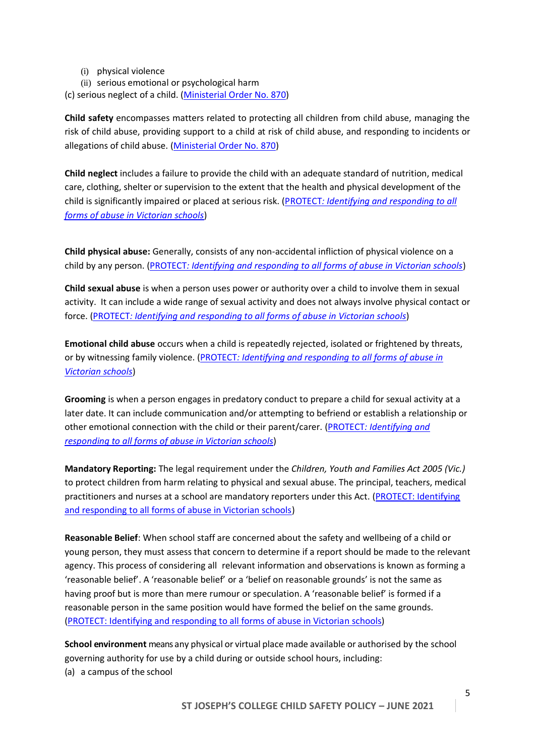(i) physical violence
(ii) serious emotional or psychological harm

(c) serious neglect of a child. ([Ministerial Order No. 870](#))

**Child safety** encompasses matters related to protecting all children from child abuse, managing the risk of child abuse, providing support to a child at risk of child abuse, and responding to incidents or allegations of child abuse. ([Ministerial Order No. 870](#))

**Child neglect** includes a failure to provide the child with an adequate standard of nutrition, medical care, clothing, shelter or supervision to the extent that the health and physical development of the child is significantly impaired or placed at serious risk. ([PROTECT*: Identifying and responding to all forms of abuse in Victorian schools*](#))

**Child physical abuse:** Generally, consists of any non-accidental infliction of physical violence on a child by any person. ([PROTECT*: Identifying and responding to all forms of abuse in Victorian schools*](#))

**Child sexual abuse** is when a person uses power or authority over a child to involve them in sexual activity. It can include a wide range of sexual activity and does not always involve physical contact or force. ([PROTECT*: Identifying and responding to all forms of abuse in Victorian schools*](#))

**Emotional child abuse** occurs when a child is repeatedly rejected, isolated or frightened by threats, or by witnessing family violence. ([PROTECT*: Identifying and responding to all forms of abuse in Victorian schools*](#))

**Grooming** is when a person engages in predatory conduct to prepare a child for sexual activity at a later date. It can include communication and/or attempting to befriend or establish a relationship or other emotional connection with the child or their parent/carer. ([PROTECT*: Identifying and responding to all forms of abuse in Victorian schools*](#))

**Mandatory Reporting:** The legal requirement under the *Children, Youth and Families Act 2005 (Vic.)* to protect children from harm relating to physical and sexual abuse. The principal, teachers, medical practitioners and nurses at a school are mandatory reporters under this Act. ([PROTECT: Identifying and responding to all forms of abuse in Victorian schools](#))

**Reasonable Belief**: When school staff are concerned about the safety and wellbeing of a child or young person, they must assess that concern to determine if a report should be made to the relevant agency. This process of considering all relevant information and observations is known as forming a 'reasonable belief'. A 'reasonable belief' or a 'belief on reasonable grounds' is not the same as having proof but is more than mere rumour or speculation. A 'reasonable belief' is formed if a reasonable person in the same position would have formed the belief on the same grounds. ([PROTECT: Identifying and responding to all forms of abuse in Victorian schools](#))

**School environment** means any physical or virtual place made available or authorised by the school governing authority for use by a child during or outside school hours, including:

(a) a campus of the school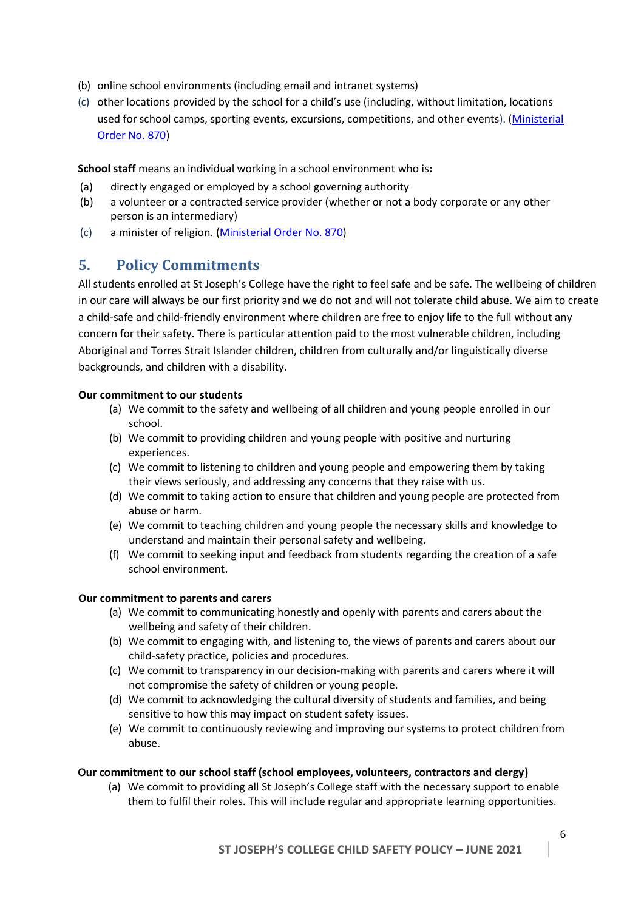(b) online school environments (including email and intranet systems)
(c) other locations provided by the school for a child's use (including, without limitation, locations used for school camps, sporting events, excursions, competitions, and other events). ([Ministerial Order No. 870]())

**School staff** means an individual working in a school environment who is**:**

(a) directly engaged or employed by a school governing authority
(b) a volunteer or a contracted service provider (whether or not a body corporate or any other person is an intermediary)
(c) a minister of religion. ([Ministerial Order No. 870]())

## 5. Policy Commitments

All students enrolled at St Joseph's College have the right to feel safe and be safe. The wellbeing of children in our care will always be our first priority and we do not and will not tolerate child abuse. We aim to create a child-safe and child-friendly environment where children are free to enjoy life to the full without any concern for their safety. There is particular attention paid to the most vulnerable children, including Aboriginal and Torres Strait Islander children, children from culturally and/or linguistically diverse backgrounds, and children with a disability.

**Our commitment to our students**

(a) We commit to the safety and wellbeing of all children and young people enrolled in our school.
(b) We commit to providing children and young people with positive and nurturing experiences.
(c) We commit to listening to children and young people and empowering them by taking their views seriously, and addressing any concerns that they raise with us.
(d) We commit to taking action to ensure that children and young people are protected from abuse or harm.
(e) We commit to teaching children and young people the necessary skills and knowledge to understand and maintain their personal safety and wellbeing.
(f) We commit to seeking input and feedback from students regarding the creation of a safe school environment.

**Our commitment to parents and carers**

(a) We commit to communicating honestly and openly with parents and carers about the wellbeing and safety of their children.
(b) We commit to engaging with, and listening to, the views of parents and carers about our child-safety practice, policies and procedures.
(c) We commit to transparency in our decision-making with parents and carers where it will not compromise the safety of children or young people.
(d) We commit to acknowledging the cultural diversity of students and families, and being sensitive to how this may impact on student safety issues.
(e) We commit to continuously reviewing and improving our systems to protect children from abuse.

**Our commitment to our school staff (school employees, volunteers, contractors and clergy)**

(a) We commit to providing all St Joseph's College staff with the necessary support to enable them to fulfil their roles. This will include regular and appropriate learning opportunities.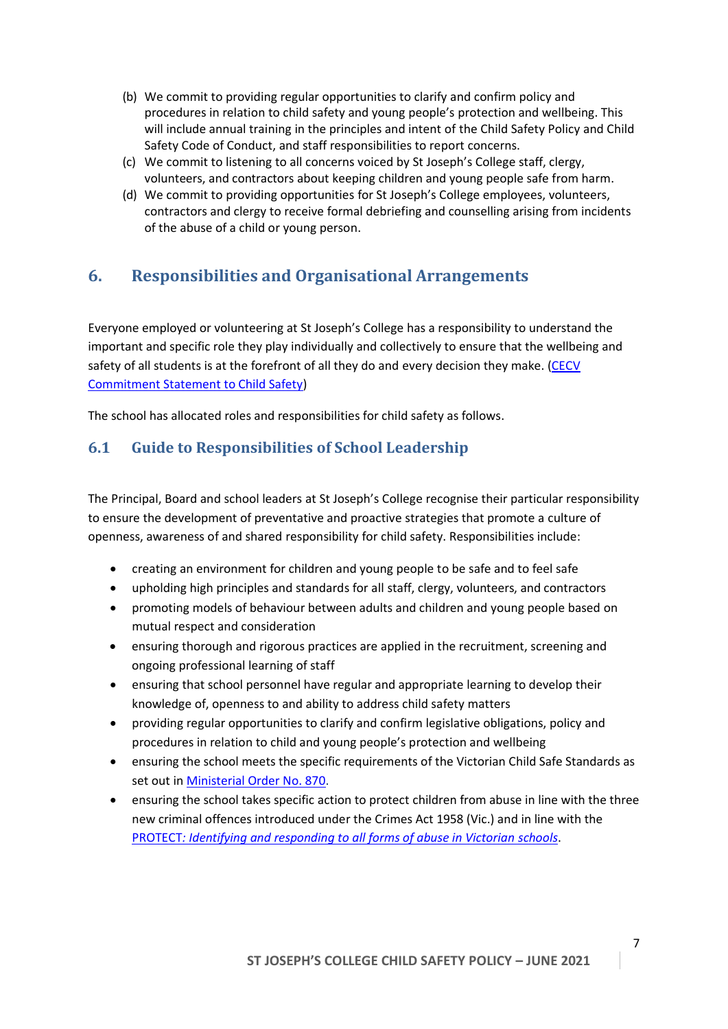(b) We commit to providing regular opportunities to clarify and confirm policy and procedures in relation to child safety and young people's protection and wellbeing. This will include annual training in the principles and intent of the Child Safety Policy and Child Safety Code of Conduct, and staff responsibilities to report concerns.

(c) We commit to listening to all concerns voiced by St Joseph's College staff, clergy, volunteers, and contractors about keeping children and young people safe from harm.

(d) We commit to providing opportunities for St Joseph's College employees, volunteers, contractors and clergy to receive formal debriefing and counselling arising from incidents of the abuse of a child or young person.

## 6. Responsibilities and Organisational Arrangements

Everyone employed or volunteering at St Joseph's College has a responsibility to understand the important and specific role they play individually and collectively to ensure that the wellbeing and safety of all students is at the forefront of all they do and every decision they make. (CECV Commitment Statement to Child Safety)

The school has allocated roles and responsibilities for child safety as follows.

### 6.1 Guide to Responsibilities of School Leadership

The Principal, Board and school leaders at St Joseph's College recognise their particular responsibility to ensure the development of preventative and proactive strategies that promote a culture of openness, awareness of and shared responsibility for child safety. Responsibilities include:

- creating an environment for children and young people to be safe and to feel safe
- upholding high principles and standards for all staff, clergy, volunteers, and contractors
- promoting models of behaviour between adults and children and young people based on mutual respect and consideration
- ensuring thorough and rigorous practices are applied in the recruitment, screening and ongoing professional learning of staff
- ensuring that school personnel have regular and appropriate learning to develop their knowledge of, openness to and ability to address child safety matters
- providing regular opportunities to clarify and confirm legislative obligations, policy and procedures in relation to child and young people's protection and wellbeing
- ensuring the school meets the specific requirements of the Victorian Child Safe Standards as set out in Ministerial Order No. 870.
- ensuring the school takes specific action to protect children from abuse in line with the three new criminal offences introduced under the Crimes Act 1958 (Vic.) and in line with the PROTECT*: Identifying and responding to all forms of abuse in Victorian schools*.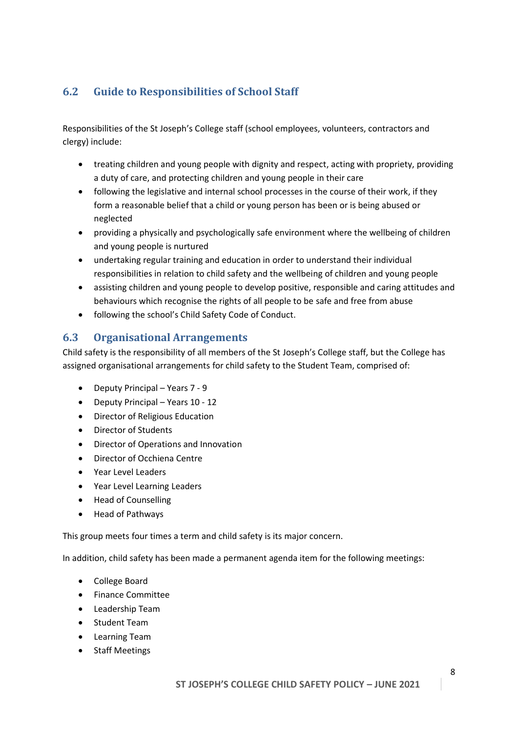## 6.2 Guide to Responsibilities of School Staff

Responsibilities of the St Joseph's College staff (school employees, volunteers, contractors and clergy) include:

- treating children and young people with dignity and respect, acting with propriety, providing a duty of care, and protecting children and young people in their care
- following the legislative and internal school processes in the course of their work, if they form a reasonable belief that a child or young person has been or is being abused or neglected
- providing a physically and psychologically safe environment where the wellbeing of children and young people is nurtured
- undertaking regular training and education in order to understand their individual responsibilities in relation to child safety and the wellbeing of children and young people
- assisting children and young people to develop positive, responsible and caring attitudes and behaviours which recognise the rights of all people to be safe and free from abuse
- following the school's Child Safety Code of Conduct.

## 6.3 Organisational Arrangements

Child safety is the responsibility of all members of the St Joseph's College staff, but the College has assigned organisational arrangements for child safety to the Student Team, comprised of:

- Deputy Principal – Years 7 - 9
- Deputy Principal – Years 10 - 12
- Director of Religious Education
- Director of Students
- Director of Operations and Innovation
- Director of Occhiena Centre
- Year Level Leaders
- Year Level Learning Leaders
- Head of Counselling
- Head of Pathways

This group meets four times a term and child safety is its major concern.

In addition, child safety has been made a permanent agenda item for the following meetings:

- College Board
- Finance Committee
- Leadership Team
- Student Team
- Learning Team
- Staff Meetings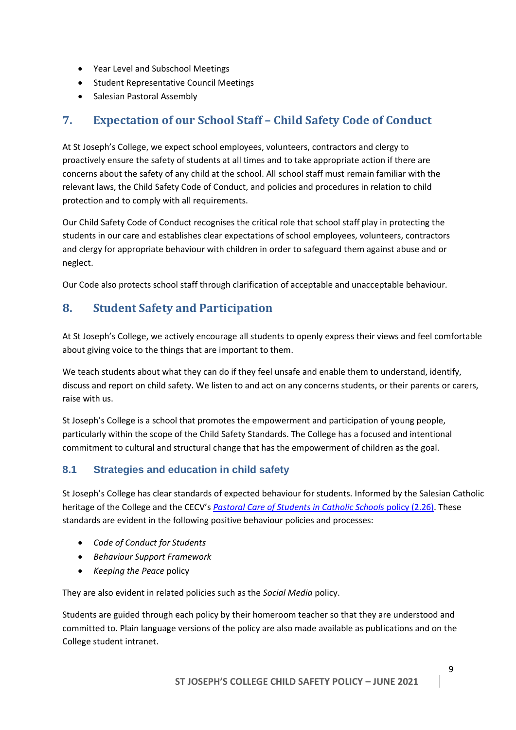- Year Level and Subschool Meetings
- Student Representative Council Meetings
- Salesian Pastoral Assembly

## 7. Expectation of our School Staff – Child Safety Code of Conduct

At St Joseph's College, we expect school employees, volunteers, contractors and clergy to proactively ensure the safety of students at all times and to take appropriate action if there are concerns about the safety of any child at the school. All school staff must remain familiar with the relevant laws, the Child Safety Code of Conduct, and policies and procedures in relation to child protection and to comply with all requirements.

Our Child Safety Code of Conduct recognises the critical role that school staff play in protecting the students in our care and establishes clear expectations of school employees, volunteers, contractors and clergy for appropriate behaviour with children in order to safeguard them against abuse and or neglect.

Our Code also protects school staff through clarification of acceptable and unacceptable behaviour.

## 8. Student Safety and Participation

At St Joseph's College, we actively encourage all students to openly express their views and feel comfortable about giving voice to the things that are important to them.

We teach students about what they can do if they feel unsafe and enable them to understand, identify, discuss and report on child safety. We listen to and act on any concerns students, or their parents or carers, raise with us.

St Joseph's College is a school that promotes the empowerment and participation of young people, particularly within the scope of the Child Safety Standards. The College has a focused and intentional commitment to cultural and structural change that has the empowerment of children as the goal.

### 8.1 Strategies and education in child safety

St Joseph's College has clear standards of expected behaviour for students. Informed by the Salesian Catholic heritage of the College and the CECV's *Pastoral Care of Students in Catholic Schools* policy (2.26). These standards are evident in the following positive behaviour policies and processes:

- *Code of Conduct for Students*
- *Behaviour Support Framework*
- *Keeping the Peace* policy

They are also evident in related policies such as the *Social Media* policy.

Students are guided through each policy by their homeroom teacher so that they are understood and committed to. Plain language versions of the policy are also made available as publications and on the College student intranet.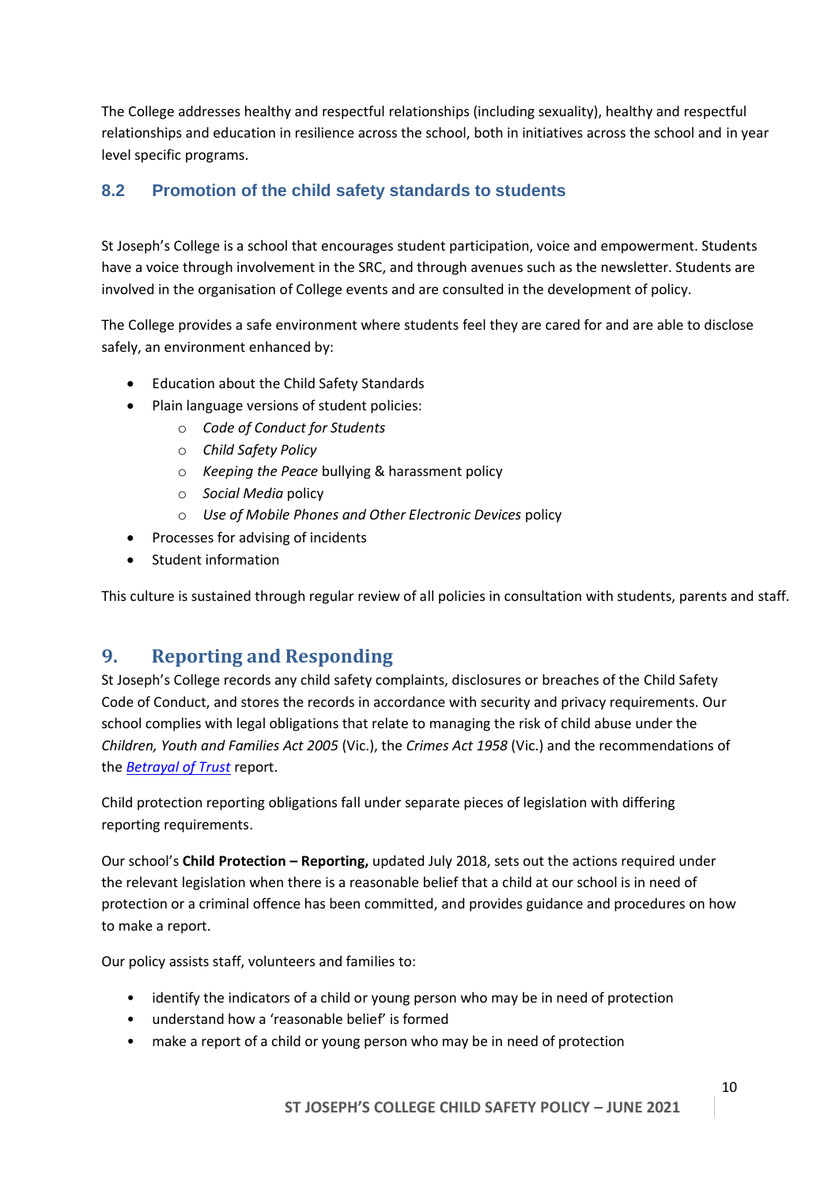The College addresses healthy and respectful relationships (including sexuality), healthy and respectful relationships and education in resilience across the school, both in initiatives across the school and in year level specific programs.

### 8.2 Promotion of the child safety standards to students

St Joseph's College is a school that encourages student participation, voice and empowerment. Students have a voice through involvement in the SRC, and through avenues such as the newsletter. Students are involved in the organisation of College events and are consulted in the development of policy.

The College provides a safe environment where students feel they are cared for and are able to disclose safely, an environment enhanced by:

- Education about the Child Safety Standards
- Plain language versions of student policies:
    - *Code of Conduct for Students*
    - *Child Safety Policy*
    - *Keeping the Peace* bullying & harassment policy
    - *Social Media* policy
    - *Use of Mobile Phones and Other Electronic Devices* policy
- Processes for advising of incidents
- Student information

This culture is sustained through regular review of all policies in consultation with students, parents and staff.

## 9. Reporting and Responding

St Joseph's College records any child safety complaints, disclosures or breaches of the Child Safety Code of Conduct, and stores the records in accordance with security and privacy requirements. Our school complies with legal obligations that relate to managing the risk of child abuse under the *Children, Youth and Families Act 2005* (Vic.), the *Crimes Act 1958* (Vic.) and the recommendations of the *Betrayal of Trust* report.

Child protection reporting obligations fall under separate pieces of legislation with differing reporting requirements.

Our school's **Child Protection – Reporting,** updated July 2018, sets out the actions required under the relevant legislation when there is a reasonable belief that a child at our school is in need of protection or a criminal offence has been committed, and provides guidance and procedures on how to make a report.

Our policy assists staff, volunteers and families to:

- identify the indicators of a child or young person who may be in need of protection
- understand how a 'reasonable belief' is formed
- make a report of a child or young person who may be in need of protection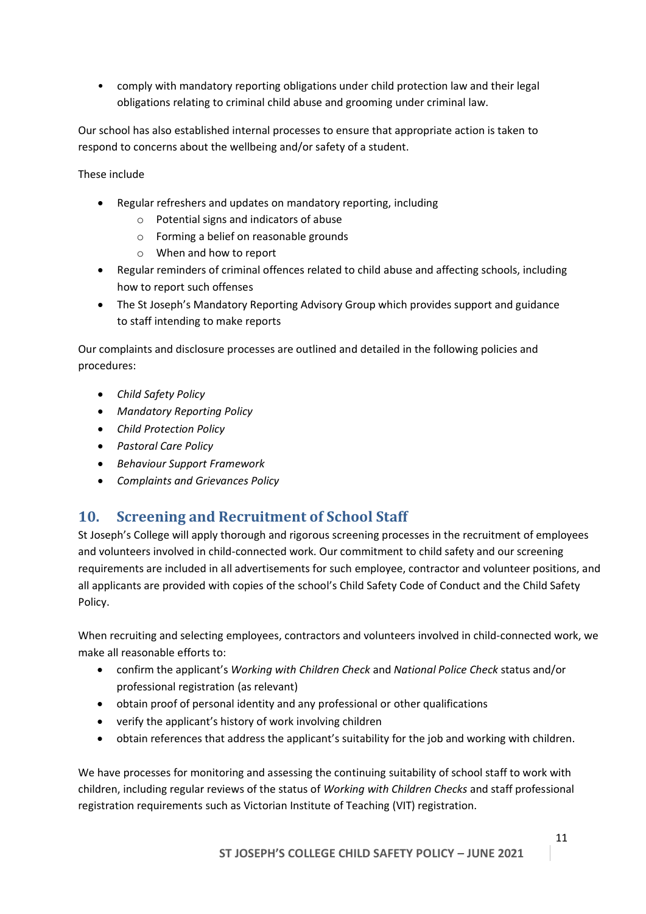- comply with mandatory reporting obligations under child protection law and their legal obligations relating to criminal child abuse and grooming under criminal law.

Our school has also established internal processes to ensure that appropriate action is taken to respond to concerns about the wellbeing and/or safety of a student.

These include

- Regular refreshers and updates on mandatory reporting, including
  - Potential signs and indicators of abuse
  - Forming a belief on reasonable grounds
  - When and how to report
- Regular reminders of criminal offences related to child abuse and affecting schools, including how to report such offenses
- The St Joseph's Mandatory Reporting Advisory Group which provides support and guidance to staff intending to make reports

Our complaints and disclosure processes are outlined and detailed in the following policies and procedures:

- *Child Safety Policy*
- *Mandatory Reporting Policy*
- *Child Protection Policy*
- *Pastoral Care Policy*
- *Behaviour Support Framework*
- *Complaints and Grievances Policy*

## 10. Screening and Recruitment of School Staff

St Joseph's College will apply thorough and rigorous screening processes in the recruitment of employees and volunteers involved in child-connected work. Our commitment to child safety and our screening requirements are included in all advertisements for such employee, contractor and volunteer positions, and all applicants are provided with copies of the school's Child Safety Code of Conduct and the Child Safety Policy.

When recruiting and selecting employees, contractors and volunteers involved in child-connected work, we make all reasonable efforts to:

- confirm the applicant's *Working with Children Check* and *National Police Check* status and/or professional registration (as relevant)
- obtain proof of personal identity and any professional or other qualifications
- verify the applicant's history of work involving children
- obtain references that address the applicant's suitability for the job and working with children.

We have processes for monitoring and assessing the continuing suitability of school staff to work with children, including regular reviews of the status of *Working with Children Checks* and staff professional registration requirements such as Victorian Institute of Teaching (VIT) registration.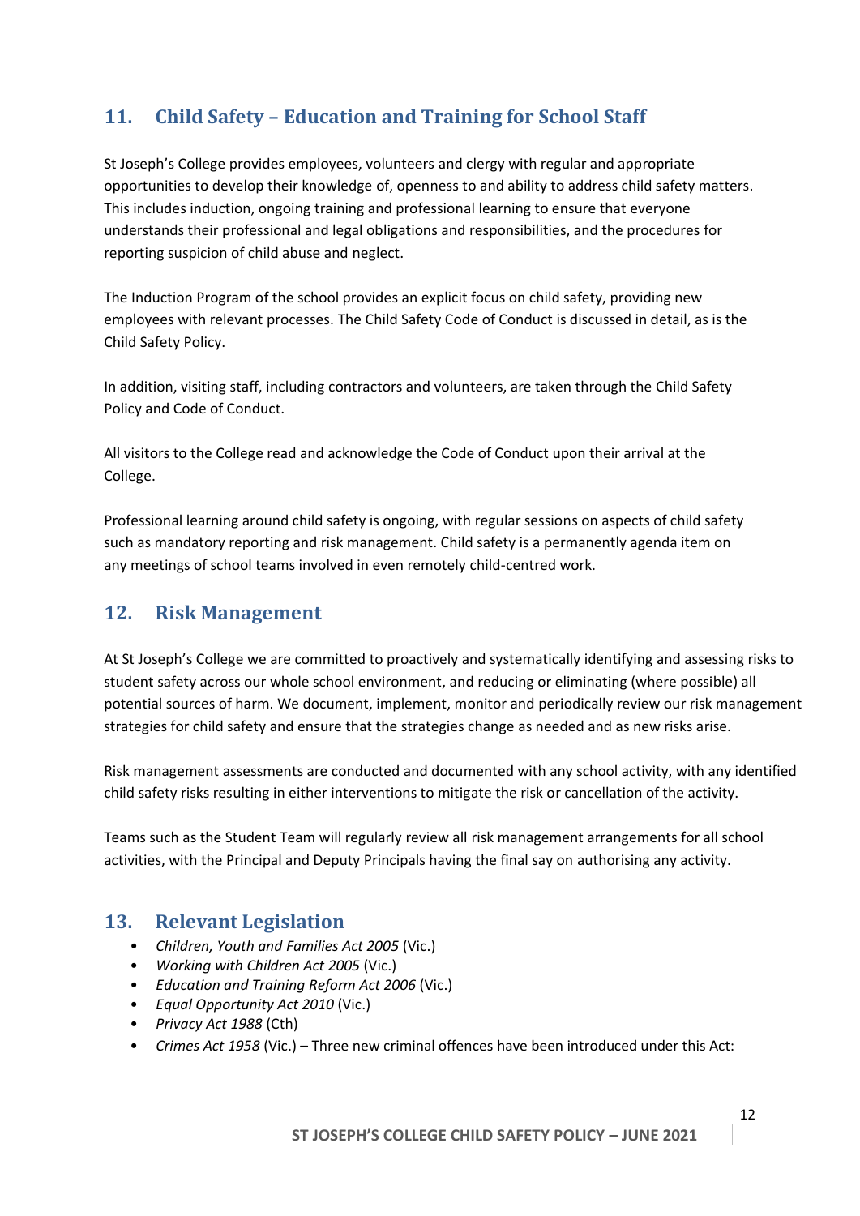## 11. Child Safety – Education and Training for School Staff

St Joseph's College provides employees, volunteers and clergy with regular and appropriate opportunities to develop their knowledge of, openness to and ability to address child safety matters. This includes induction, ongoing training and professional learning to ensure that everyone understands their professional and legal obligations and responsibilities, and the procedures for reporting suspicion of child abuse and neglect.

The Induction Program of the school provides an explicit focus on child safety, providing new employees with relevant processes. The Child Safety Code of Conduct is discussed in detail, as is the Child Safety Policy.

In addition, visiting staff, including contractors and volunteers, are taken through the Child Safety Policy and Code of Conduct.

All visitors to the College read and acknowledge the Code of Conduct upon their arrival at the College.

Professional learning around child safety is ongoing, with regular sessions on aspects of child safety such as mandatory reporting and risk management. Child safety is a permanently agenda item on any meetings of school teams involved in even remotely child-centred work.

## 12. Risk Management

At St Joseph's College we are committed to proactively and systematically identifying and assessing risks to student safety across our whole school environment, and reducing or eliminating (where possible) all potential sources of harm. We document, implement, monitor and periodically review our risk management strategies for child safety and ensure that the strategies change as needed and as new risks arise.

Risk management assessments are conducted and documented with any school activity, with any identified child safety risks resulting in either interventions to mitigate the risk or cancellation of the activity.

Teams such as the Student Team will regularly review all risk management arrangements for all school activities, with the Principal and Deputy Principals having the final say on authorising any activity.

## 13. Relevant Legislation

- *Children, Youth and Families Act 2005* (Vic.)
- *Working with Children Act 2005* (Vic.)
- *Education and Training Reform Act 2006* (Vic.)
- *Equal Opportunity Act 2010* (Vic.)
- *Privacy Act 1988* (Cth)
- *Crimes Act 1958* (Vic.) – Three new criminal offences have been introduced under this Act: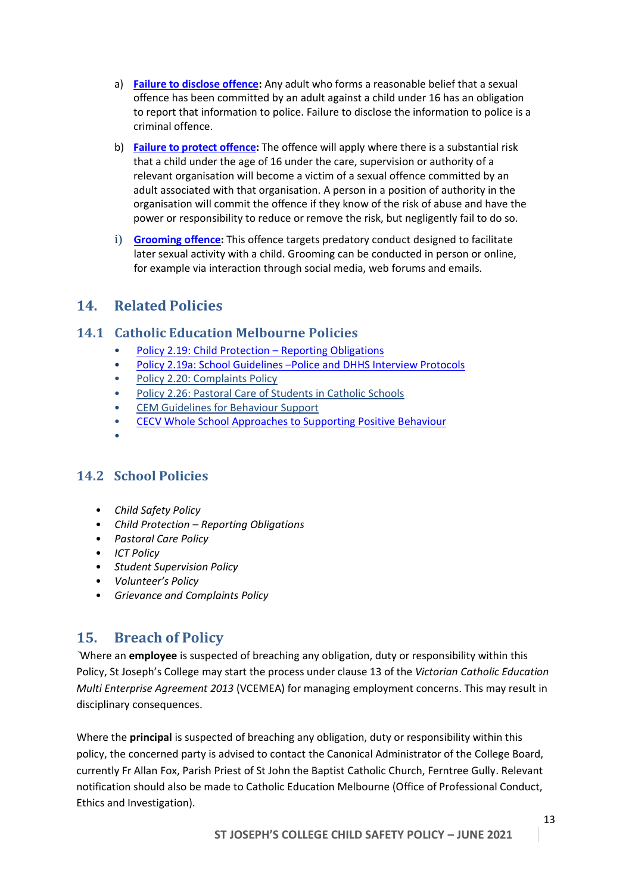a) **Failure to disclose offence:** Any adult who forms a reasonable belief that a sexual offence has been committed by an adult against a child under 16 has an obligation to report that information to police. Failure to disclose the information to police is a criminal offence.

b) **Failure to protect offence:** The offence will apply where there is a substantial risk that a child under the age of 16 under the care, supervision or authority of a relevant organisation will become a victim of a sexual offence committed by an adult associated with that organisation. A person in a position of authority in the organisation will commit the offence if they know of the risk of abuse and have the power or responsibility to reduce or remove the risk, but negligently fail to do so.

i) **Grooming offence:** This offence targets predatory conduct designed to facilitate later sexual activity with a child. Grooming can be conducted in person or online, for example via interaction through social media, web forums and emails.

## 14. Related Policies

### 14.1 Catholic Education Melbourne Policies

- Policy 2.19: Child Protection – Reporting Obligations
- Policy 2.19a: School Guidelines –Police and DHHS Interview Protocols
- Policy 2.20: Complaints Policy
- Policy 2.26: Pastoral Care of Students in Catholic Schools
- CEM Guidelines for Behaviour Support
- CECV Whole School Approaches to Supporting Positive Behaviour
- 

### 14.2 School Policies

- *Child Safety Policy*
- *Child Protection – Reporting Obligations*
- *Pastoral Care Policy*
- *ICT Policy*
- *Student Supervision Policy*
- *Volunteer's Policy*
- *Grievance and Complaints Policy*

## 15. Breach of Policy

`Where an **employee** is suspected of breaching any obligation, duty or responsibility within this Policy, St Joseph's College may start the process under clause 13 of the *Victorian Catholic Education Multi Enterprise Agreement 2013* (VCEMEA) for managing employment concerns. This may result in disciplinary consequences.

Where the **principal** is suspected of breaching any obligation, duty or responsibility within this policy, the concerned party is advised to contact the Canonical Administrator of the College Board, currently Fr Allan Fox, Parish Priest of St John the Baptist Catholic Church, Ferntree Gully. Relevant notification should also be made to Catholic Education Melbourne (Office of Professional Conduct, Ethics and Investigation).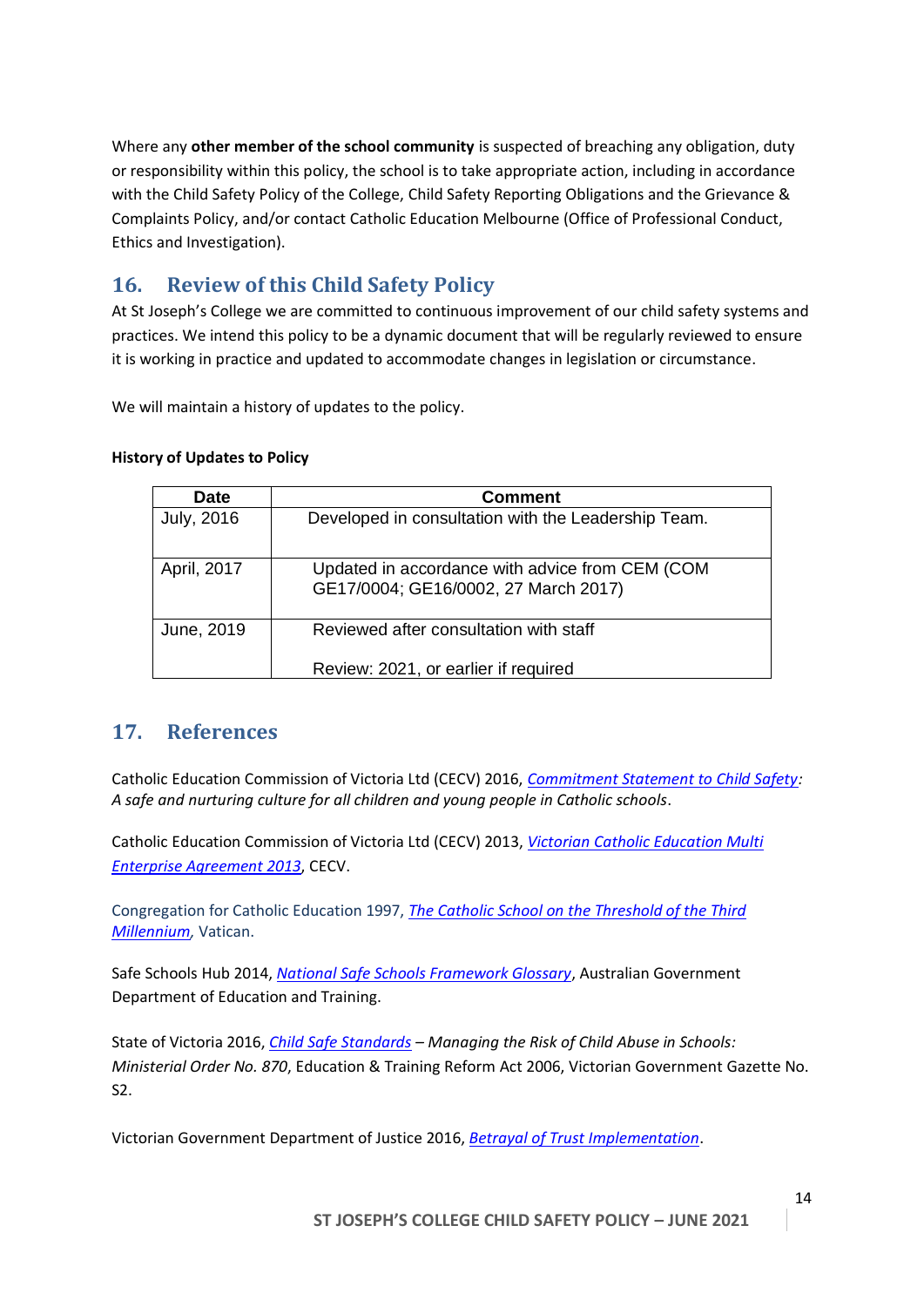Where any **other member of the school community** is suspected of breaching any obligation, duty or responsibility within this policy, the school is to take appropriate action, including in accordance with the Child Safety Policy of the College, Child Safety Reporting Obligations and the Grievance & Complaints Policy, and/or contact Catholic Education Melbourne (Office of Professional Conduct, Ethics and Investigation).

## 16. Review of this Child Safety Policy

At St Joseph's College we are committed to continuous improvement of our child safety systems and practices. We intend this policy to be a dynamic document that will be regularly reviewed to ensure it is working in practice and updated to accommodate changes in legislation or circumstance.

We will maintain a history of updates to the policy.

**History of Updates to Policy**

| Date | Comment |
|---|---|
| July, 2016 | Developed in consultation with the Leadership Team. |
| April, 2017 | Updated in accordance with advice from CEM (COM GE17/0004; GE16/0002, 27 March 2017) |
| June, 2019 | Reviewed after consultation with staff<br><br>Review: 2021, or earlier if required |

## 17. References

Catholic Education Commission of Victoria Ltd (CECV) 2016, *Commitment Statement to Child Safety: A safe and nurturing culture for all children and young people in Catholic schools*.

Catholic Education Commission of Victoria Ltd (CECV) 2013, *Victorian Catholic Education Multi Enterprise Agreement 2013*, CECV.

Congregation for Catholic Education 1997, *The Catholic School on the Threshold of the Third Millennium*, Vatican.

Safe Schools Hub 2014, *National Safe Schools Framework Glossary*, Australian Government Department of Education and Training.

State of Victoria 2016, *Child Safe Standards – Managing the Risk of Child Abuse in Schools: Ministerial Order No. 870*, Education & Training Reform Act 2006, Victorian Government Gazette No. S2.

Victorian Government Department of Justice 2016, *Betrayal of Trust Implementation*.